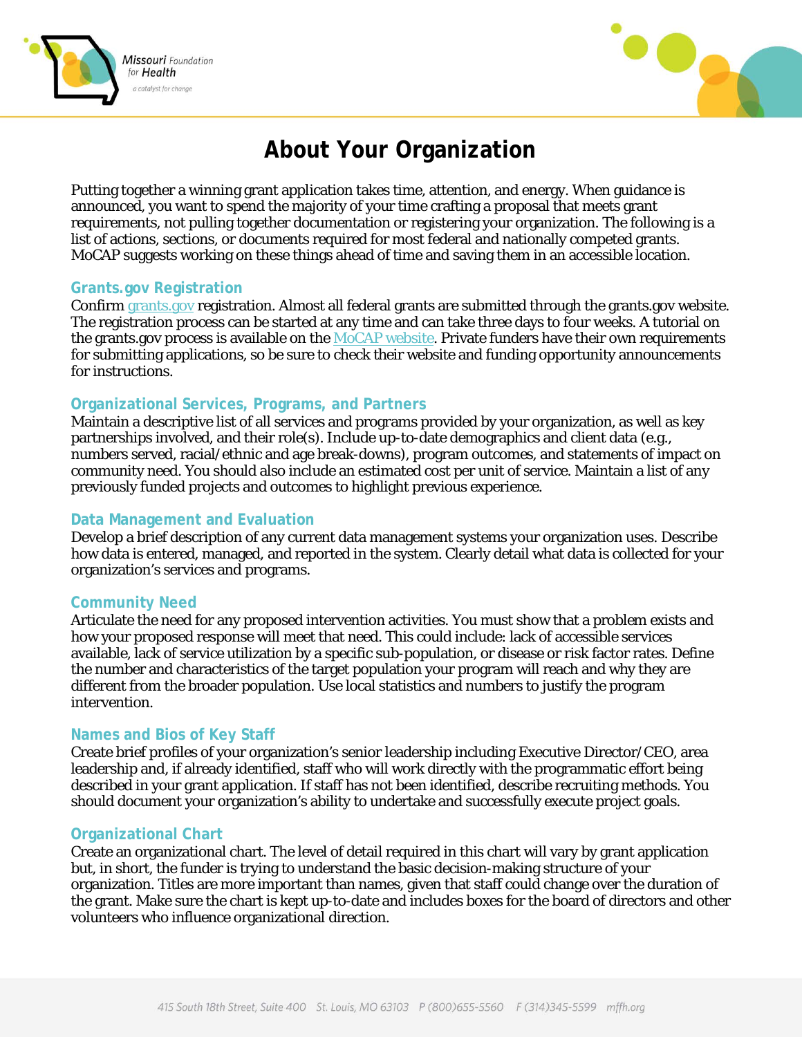# About Your Organization

Putting together a winning grant application takes time, attention, and energy. When guidance is announced, you want to spend the majority of your time crafting a proposal that meets grant requirements, not pulling together documentation or registering your organization. The following is a list of actions, sections, or documents required for most federal and nationally competed grants. MoCAP suggests working on these things ahead of time and saving them in an accessible location.

## Grants.gov Registration

Confirm grants.gov registration. Almost all federal grants are submitted through the grants.gov website. The registration process can be started at any time and can take three days to four weeks. A tutorial on the grants.gov process is available on the MoCAP website. Private funders have their own requirements for submitting applications, so be sure to check their website and funding opportunity announcements for instructions.

## Organizational Services, Programs, and Partners

Maintain a descriptive list of all services and programs provided by your organization, as well as key partnerships involved, and their role(s). Include up-to-date demographics and client data (e.g., numbers served, racial/ethnic and age break-downs), program outcomes, and statements of impact on community need. You should also include an estimated cost per unit of service. Maintain a list of any previously funded projects and outcomes to highlight previous experience.

## Data Management and Evaluation

Develop a brief description of any current data management systems your organization uses. Describe how data is entered, managed, and reported in the system. Clearly detail what data is collected for your organization's services and programs.

## Community Need

Articulate the need for any proposed intervention activities. You must show that a problem exists and how your proposed response will meet that need. This could include: lack of accessible services available, lack of service utilization by a specific sub-population, or disease or risk factor rates. Define the number and characteristics of the target population your program will reach and why they are different from the broader population. Use local statistics and numbers to justify the program intervention.

## Names and Bios of Key Staff

Create brief profiles of your organization's senior leadership including Executive Director/CEO, area leadership and, if already identified, staff who will work directly with the programmatic effort being described in your grant application. If staff has not been identified, describe recruiting methods. You should document your organization's ability to undertake and successfully execute project goals.

## Organizational Chart

Create an organizational chart. The level of detail required in this chart will vary by grant application but, in short, the funder is trying to understand the basic decision-making structure of your organization. Titles are more important than names, given that staff could change over the duration of the grant. Make sure the chart is kept up-to-date and includes boxes for the board of directors and other volunteers who influence organizational direction.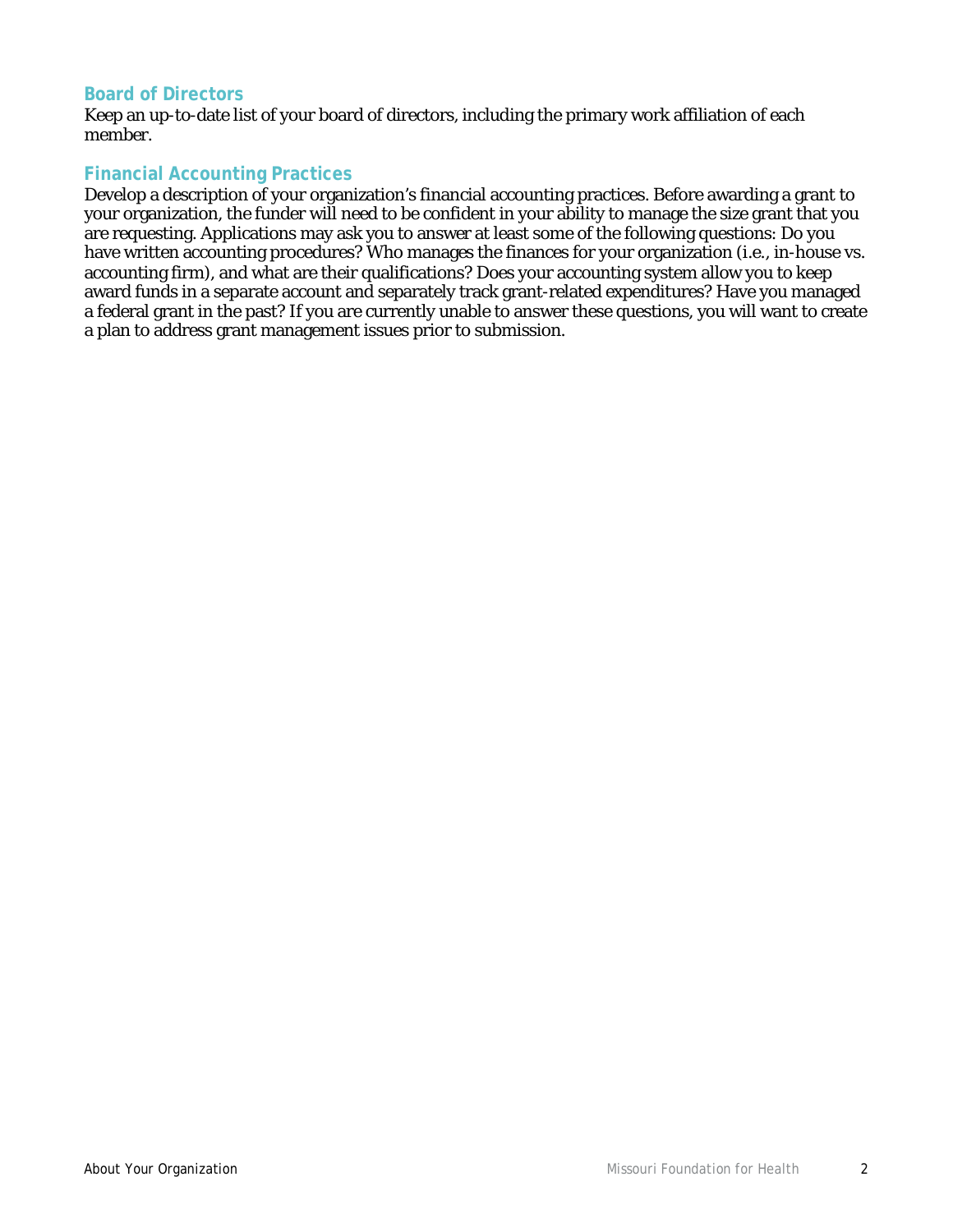## Board of Directors

Keep an up-to-date list of your board of directors, including the primary work affiliation of each member.

## Financial Accounting Practices

Develop a description of your organization's financial accounting practices. Before awarding a grant to your organization, the funder will need to be confident in your ability to manage the size grant that you are requesting. Applications may ask you to answer at least some of the following questions: Do you have written accounting procedures? Who manages the finances for your organization (i.e., in-house vs. accounting firm), and what are their qualifications? Does your accounting system allow you to keep award funds in a separate account and separately track grant-related expenditures? Have you managed a federal grant in the past? If you are currently unable to answer these questions, you will want to create a plan to address grant management issues prior to submission.